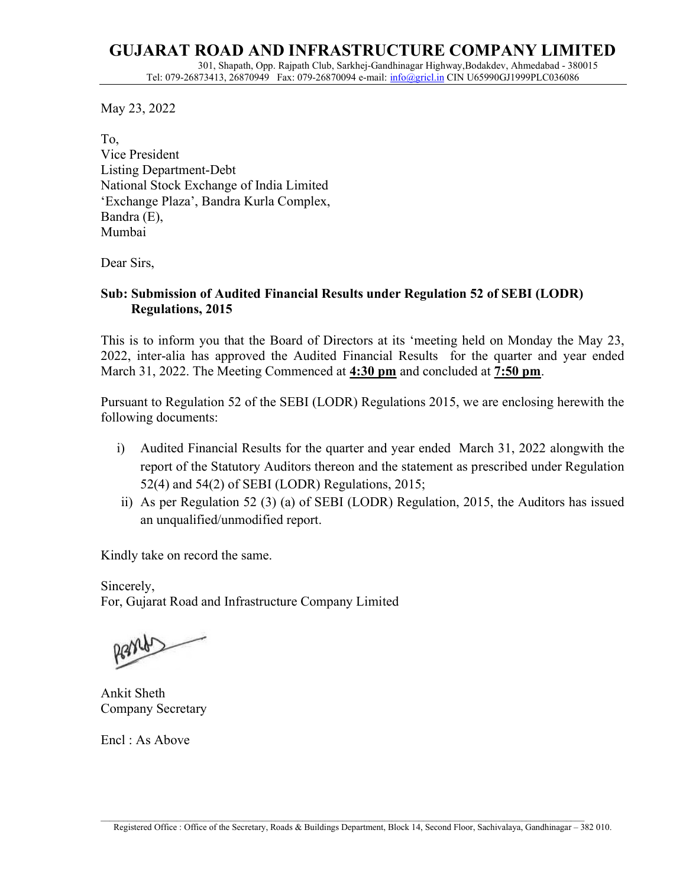# GUJARAT ROAD AND INFRASTRUCTURE COMPANY LIMITED

301, Shapath, Opp. Rajpath Club, Sarkhej-Gandhinagar Highway,Bodakdev, Ahmedabad - 380015
Tel: 079-26873413, 26870949 Fax: 079-26870094 e-mail: info@gricl.in CIN U65990GJ1999PLC036086

May 23, 2022

To,
Vice President
Listing Department-Debt
National Stock Exchange of India Limited
'Exchange Plaza', Bandra Kurla Complex,
Bandra (E),
Mumbai

Dear Sirs,

**Sub: Submission of Audited Financial Results under Regulation 52 of SEBI (LODR) Regulations, 2015**

This is to inform you that the Board of Directors at its 'meeting held on Monday the May 23, 2022, inter-alia has approved the Audited Financial Results for the quarter and year ended March 31, 2022. The Meeting Commenced at **4:30 pm** and concluded at **7:50 pm**.

Pursuant to Regulation 52 of the SEBI (LODR) Regulations 2015, we are enclosing herewith the following documents:

i) Audited Financial Results for the quarter and year ended March 31, 2022 alongwith the report of the Statutory Auditors thereon and the statement as prescribed under Regulation 52(4) and 54(2) of SEBI (LODR) Regulations, 2015;
ii) As per Regulation 52 (3) (a) of SEBI (LODR) Regulation, 2015, the Auditors has issued an unqualified/unmodified report.

Kindly take on record the same.

Sincerely,
For, Gujarat Road and Infrastructure Company Limited

Ankit Sheth
Company Secretary

Encl : As Above

Registered Office : Office of the Secretary, Roads & Buildings Department, Block 14, Second Floor, Sachivalaya, Gandhinagar – 382 010.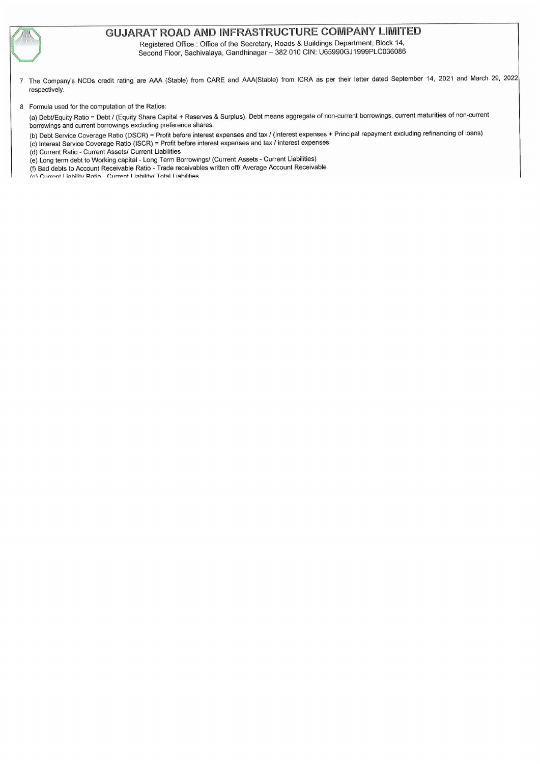# GUJARAT ROAD AND INFRASTRUCTURE COMPANY LIMITED

Registered Office : Office of the Secretary, Roads & Buildings Department, Block 14, Second Floor, Sachivalaya, Gandhinagar – 382 010 CIN: U65990GJ1999PLC036086

7 The Company's NCDs credit rating are AAA (Stable) from CARE and AAA(Stable) from ICRA as per their letter dated September 14, 2021 and March 29, 2022 respectively.

8 Formula used for the computation of the Ratios:

(a) Debt/Equity Ratio = Debt / (Equity Share Capital + Reserves & Surplus). Debt means aggregate of non-current borrowings, current maturities of non-current borrowings and current borrowings excluding preference shares.

(b) Debt Service Coverage Ratio (DSCR) = Profit before interest expenses and tax / (Interest expenses + Principal repayment excluding refinancing of loans)

(c) Interest Service Coverage Ratio (ISCR) = Profit before interest expenses and tax / interest expenses

(d) Current Ratio - Current Assets/ Current Liabilities

(e) Long term debt to Working capital - Long Term Borrowings/ (Current Assets - Current Liabilities)

(f) Bad debts to Account Receivable Ratio - Trade receivables written off/ Average Account Receivable

(g) Current Liability Ratio - Current Liability/ Total Liabilities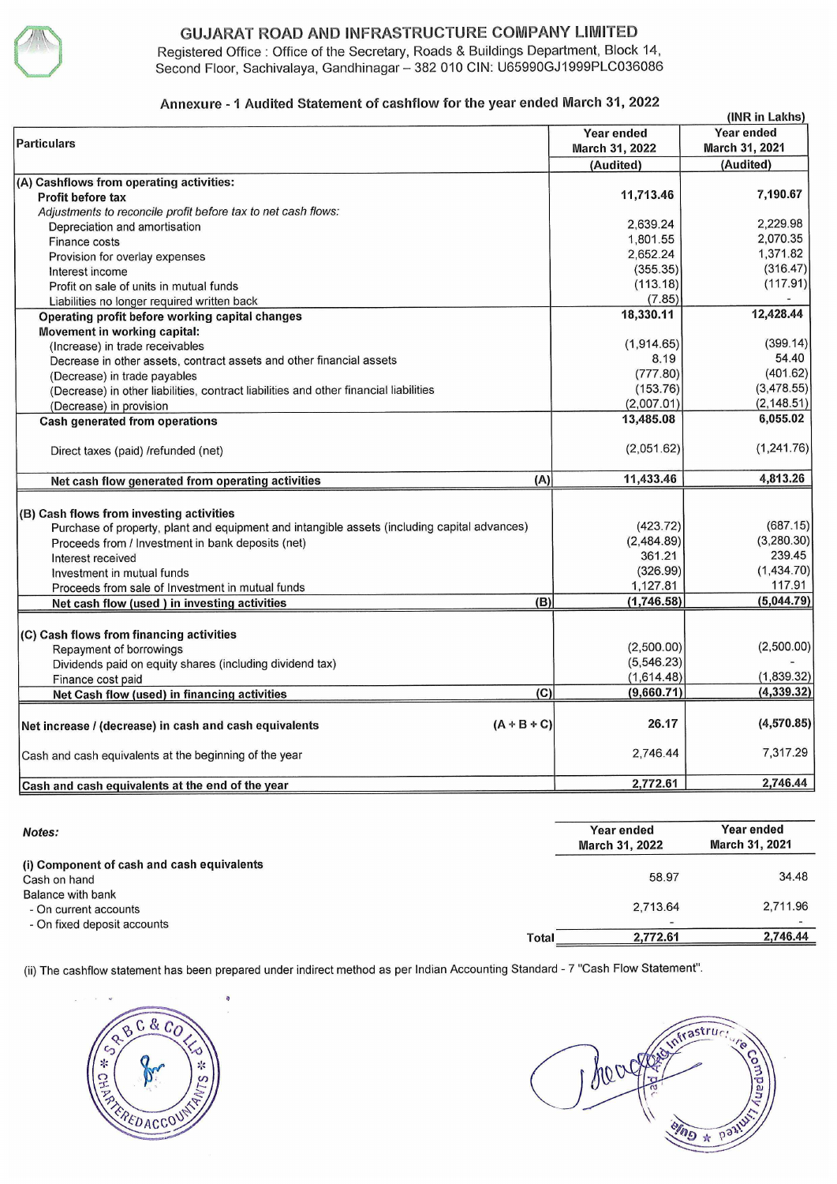# GUJARAT ROAD AND INFRASTRUCTURE COMPANY LIMITED

Registered Office : Office of the Secretary, Roads & Buildings Department, Block 14, Second Floor, Sachivalaya, Gandhinagar – 382 010 CIN: U65990GJ1999PLC036086

## Annexure - 1 Audited Statement of cashflow for the year ended March 31, 2022

(INR in Lakhs)

| Particulars | | Year ended March 31, 2022 (Audited) | Year ended March 31, 2021 (Audited) |
|---|---|---|---|
| **(A) Cashflows from operating activities:** | | | |
| **Profit before tax** | | **11,713.46** | **7,190.67** |
| *Adjustments to reconcile profit before tax to net cash flows:* | | | |
| Depreciation and amortisation | | 2,639.24 | 2,229.98 |
| Finance costs | | 1,801.55 | 2,070.35 |
| Provision for overlay expenses | | 2,652.24 | 1,371.82 |
| Interest income | | (355.35) | (316.47) |
| Profit on sale of units in mutual funds | | (113.18) | (117.91) |
| Liabilities no longer required written back | | (7.85) | - |
| **Operating profit before working capital changes** | | **18,330.11** | **12,428.44** |
| **Movement in working capital:** | | | |
| (Increase) in trade receivables | | (1,914.65) | (399.14) |
| Decrease in other assets, contract assets and other financial assets | | 8.19 | 54.40 |
| (Decrease) in trade payables | | (777.80) | (401.62) |
| (Decrease) in other liabilities, contract liabilities and other financial liabilities | | (153.76) | (3,478.55) |
| (Decrease) in provision | | (2,007.01) | (2,148.51) |
| **Cash generated from operations** | | **13,485.08** | **6,055.02** |
| Direct taxes (paid) /refunded (net) | | (2,051.62) | (1,241.76) |
| **Net cash flow generated from operating activities** | (A) | **11,433.46** | **4,813.26** |
| **(B) Cash flows from investing activities** | | | |
| Purchase of property, plant and equipment and intangible assets (including capital advances) | | (423.72) | (687.15) |
| Proceeds from / Investment in bank deposits (net) | | (2,484.89) | (3,280.30) |
| Interest received | | 361.21 | 239.45 |
| Investment in mutual funds | | (326.99) | (1,434.70) |
| Proceeds from sale of Investment in mutual funds | | 1,127.81 | 117.91 |
| **Net cash flow (used ) in investing activities** | (B) | **(1,746.58)** | **(5,044.79)** |
| **(C) Cash flows from financing activities** | | | |
| Repayment of borrowings | | (2,500.00) | (2,500.00) |
| Dividends paid on equity shares (including dividend tax) | | (5,546.23) | - |
| Finance cost paid | | (1,614.48) | (1,839.32) |
| **Net Cash flow (used) in financing activities** | (C) | **(9,660.71)** | **(4,339.32)** |
| **Net increase / (decrease) in cash and cash equivalents** | (A + B + C) | **26.17** | **(4,570.85)** |
| Cash and cash equivalents at the beginning of the year | | 2,746.44 | 7,317.29 |
| **Cash and cash equivalents at the end of the year** | | **2,772.61** | **2,746.44** |

*Notes:*

| | Year ended March 31, 2022 | Year ended March 31, 2021 |
|---|---|---|
| **(i) Component of cash and cash equivalents** | | |
| Cash on hand | 58.97 | 34.48 |
| Balance with bank | | |
| - On current accounts | 2,713.64 | 2,711.96 |
| - On fixed deposit accounts | - | - |
| Total | 2,772.61 | 2,746.44 |

(ii) The cashflow statement has been prepared under indirect method as per Indian Accounting Standard - 7 "Cash Flow Statement".

S R B C & CO LLP * CHARTERED ACCOUNTANTS *

Gujarat Road and Infrastructure Company Limited